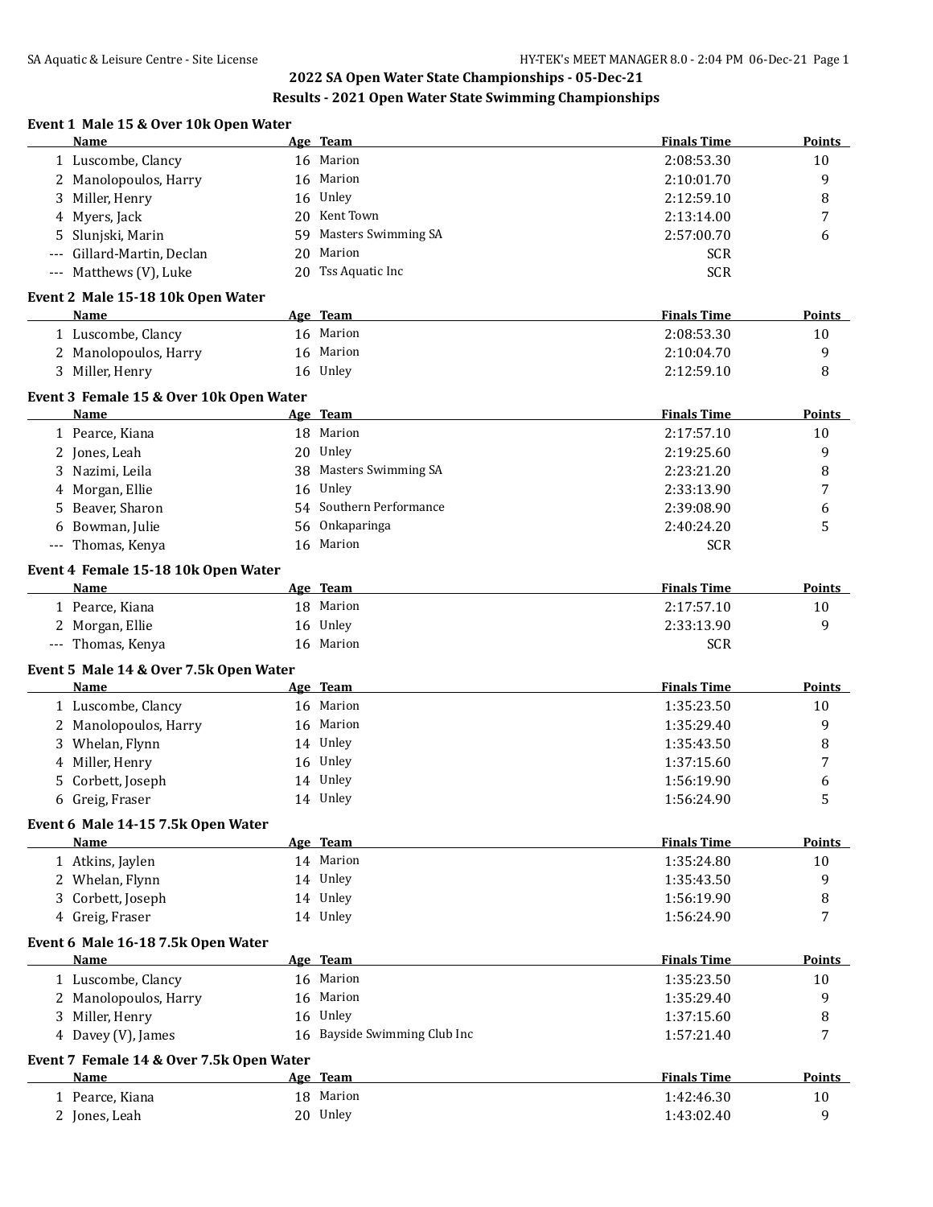# 2022 SA Open Water State Championships - 05-Dec-21

## Results - 2021 Open Water State Swimming Championships

### Event 1 Male 15 & Over 10k Open Water

| | Name | Age | Team | Finals Time | Points |
|---|---|---|---|---|---|
| 1 | Luscombe, Clancy | 16 | Marion | 2:08:53.30 | 10 |
| 2 | Manolopoulos, Harry | 16 | Marion | 2:10:01.70 | 9 |
| 3 | Miller, Henry | 16 | Unley | 2:12:59.10 | 8 |
| 4 | Myers, Jack | 20 | Kent Town | 2:13:14.00 | 7 |
| 5 | Slunjski, Marin | 59 | Masters Swimming SA | 2:57:00.70 | 6 |
| --- | Gillard-Martin, Declan | 20 | Marion | SCR | |
| --- | Matthews (V), Luke | 20 | Tss Aquatic Inc | SCR | |

### Event 2 Male 15-18 10k Open Water

| | Name | Age | Team | Finals Time | Points |
|---|---|---|---|---|---|
| 1 | Luscombe, Clancy | 16 | Marion | 2:08:53.30 | 10 |
| 2 | Manolopoulos, Harry | 16 | Marion | 2:10:04.70 | 9 |
| 3 | Miller, Henry | 16 | Unley | 2:12:59.10 | 8 |

### Event 3 Female 15 & Over 10k Open Water

| | Name | Age | Team | Finals Time | Points |
|---|---|---|---|---|---|
| 1 | Pearce, Kiana | 18 | Marion | 2:17:57.10 | 10 |
| 2 | Jones, Leah | 20 | Unley | 2:19:25.60 | 9 |
| 3 | Nazimi, Leila | 38 | Masters Swimming SA | 2:23:21.20 | 8 |
| 4 | Morgan, Ellie | 16 | Unley | 2:33:13.90 | 7 |
| 5 | Beaver, Sharon | 54 | Southern Performance | 2:39:08.90 | 6 |
| 6 | Bowman, Julie | 56 | Onkaparinga | 2:40:24.20 | 5 |
| --- | Thomas, Kenya | 16 | Marion | SCR | |

### Event 4 Female 15-18 10k Open Water

| | Name | Age | Team | Finals Time | Points |
|---|---|---|---|---|---|
| 1 | Pearce, Kiana | 18 | Marion | 2:17:57.10 | 10 |
| 2 | Morgan, Ellie | 16 | Unley | 2:33:13.90 | 9 |
| --- | Thomas, Kenya | 16 | Marion | SCR | |

### Event 5 Male 14 & Over 7.5k Open Water

| | Name | Age | Team | Finals Time | Points |
|---|---|---|---|---|---|
| 1 | Luscombe, Clancy | 16 | Marion | 1:35:23.50 | 10 |
| 2 | Manolopoulos, Harry | 16 | Marion | 1:35:29.40 | 9 |
| 3 | Whelan, Flynn | 14 | Unley | 1:35:43.50 | 8 |
| 4 | Miller, Henry | 16 | Unley | 1:37:15.60 | 7 |
| 5 | Corbett, Joseph | 14 | Unley | 1:56:19.90 | 6 |
| 6 | Greig, Fraser | 14 | Unley | 1:56:24.90 | 5 |

### Event 6 Male 14-15 7.5k Open Water

| | Name | Age | Team | Finals Time | Points |
|---|---|---|---|---|---|
| 1 | Atkins, Jaylen | 14 | Marion | 1:35:24.80 | 10 |
| 2 | Whelan, Flynn | 14 | Unley | 1:35:43.50 | 9 |
| 3 | Corbett, Joseph | 14 | Unley | 1:56:19.90 | 8 |
| 4 | Greig, Fraser | 14 | Unley | 1:56:24.90 | 7 |

### Event 6 Male 16-18 7.5k Open Water

| | Name | Age | Team | Finals Time | Points |
|---|---|---|---|---|---|
| 1 | Luscombe, Clancy | 16 | Marion | 1:35:23.50 | 10 |
| 2 | Manolopoulos, Harry | 16 | Marion | 1:35:29.40 | 9 |
| 3 | Miller, Henry | 16 | Unley | 1:37:15.60 | 8 |
| 4 | Davey (V), James | 16 | Bayside Swimming Club Inc | 1:57:21.40 | 7 |

### Event 7 Female 14 & Over 7.5k Open Water

| | Name | Age | Team | Finals Time | Points |
|---|---|---|---|---|---|
| 1 | Pearce, Kiana | 18 | Marion | 1:42:46.30 | 10 |
| 2 | Jones, Leah | 20 | Unley | 1:43:02.40 | 9 |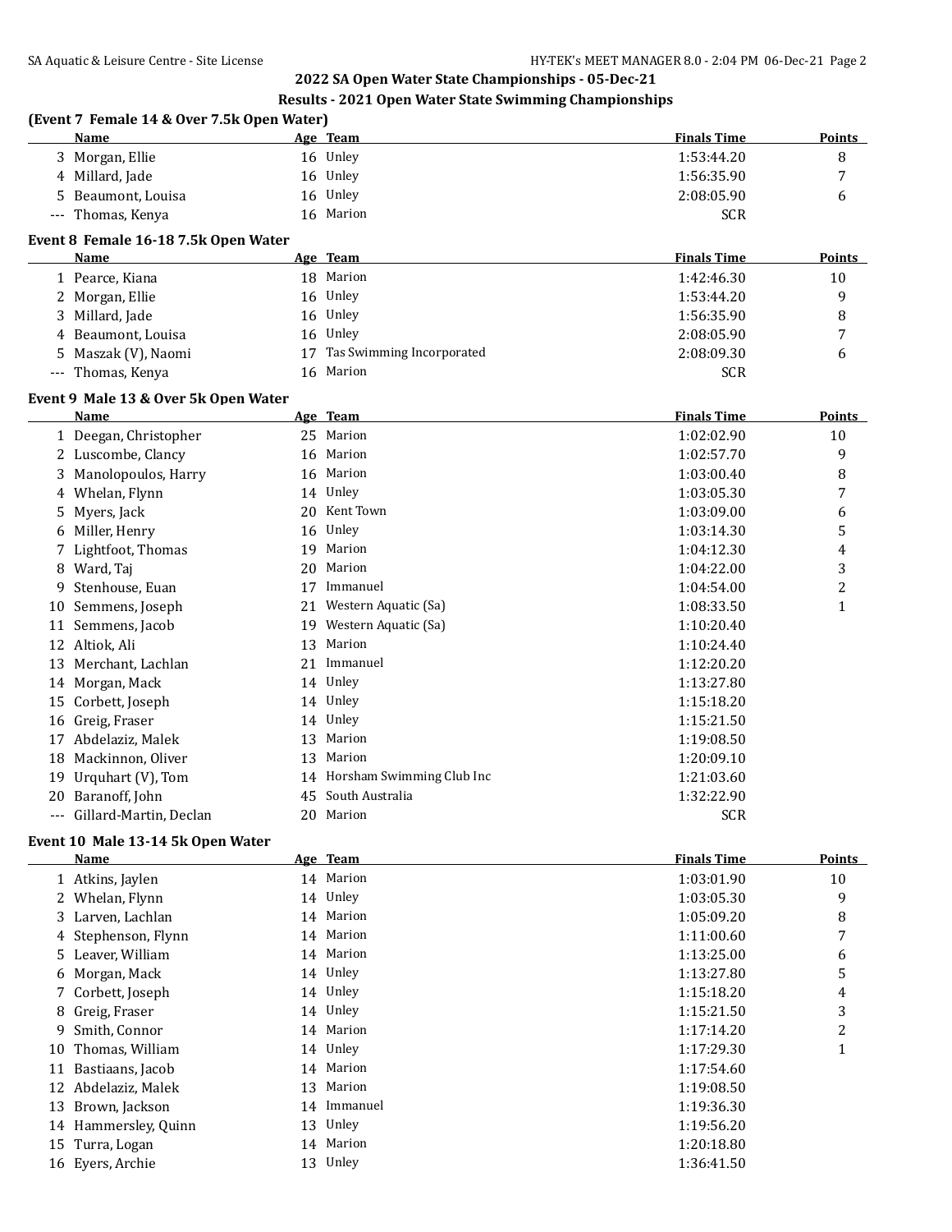## 2022 SA Open Water State Championships - 05-Dec-21

## Results - 2021 Open Water State Swimming Championships

### (Event 7 Female 14 & Over 7.5k Open Water)

| | Name | Age | Team | Finals Time | Points |
|---|---|---|---|---|---|
| 3 | Morgan, Ellie | 16 | Unley | 1:53:44.20 | 8 |
| 4 | Millard, Jade | 16 | Unley | 1:56:35.90 | 7 |
| 5 | Beaumont, Louisa | 16 | Unley | 2:08:05.90 | 6 |
| --- | Thomas, Kenya | 16 | Marion | SCR | |

### Event 8 Female 16-18 7.5k Open Water

| | Name | Age | Team | Finals Time | Points |
|---|---|---|---|---|---|
| 1 | Pearce, Kiana | 18 | Marion | 1:42:46.30 | 10 |
| 2 | Morgan, Ellie | 16 | Unley | 1:53:44.20 | 9 |
| 3 | Millard, Jade | 16 | Unley | 1:56:35.90 | 8 |
| 4 | Beaumont, Louisa | 16 | Unley | 2:08:05.90 | 7 |
| 5 | Maszak (V), Naomi | 17 | Tas Swimming Incorporated | 2:08:09.30 | 6 |
| --- | Thomas, Kenya | 16 | Marion | SCR | |

### Event 9 Male 13 & Over 5k Open Water

| | Name | Age | Team | Finals Time | Points |
|---|---|---|---|---|---|
| 1 | Deegan, Christopher | 25 | Marion | 1:02:02.90 | 10 |
| 2 | Luscombe, Clancy | 16 | Marion | 1:02:57.70 | 9 |
| 3 | Manolopoulos, Harry | 16 | Marion | 1:03:00.40 | 8 |
| 4 | Whelan, Flynn | 14 | Unley | 1:03:05.30 | 7 |
| 5 | Myers, Jack | 20 | Kent Town | 1:03:09.00 | 6 |
| 6 | Miller, Henry | 16 | Unley | 1:03:14.30 | 5 |
| 7 | Lightfoot, Thomas | 19 | Marion | 1:04:12.30 | 4 |
| 8 | Ward, Taj | 20 | Marion | 1:04:22.00 | 3 |
| 9 | Stenhouse, Euan | 17 | Immanuel | 1:04:54.00 | 2 |
| 10 | Semmens, Joseph | 21 | Western Aquatic (Sa) | 1:08:33.50 | 1 |
| 11 | Semmens, Jacob | 19 | Western Aquatic (Sa) | 1:10:20.40 | |
| 12 | Altiok, Ali | 13 | Marion | 1:10:24.40 | |
| 13 | Merchant, Lachlan | 21 | Immanuel | 1:12:20.20 | |
| 14 | Morgan, Mack | 14 | Unley | 1:13:27.80 | |
| 15 | Corbett, Joseph | 14 | Unley | 1:15:18.20 | |
| 16 | Greig, Fraser | 14 | Unley | 1:15:21.50 | |
| 17 | Abdelaziz, Malek | 13 | Marion | 1:19:08.50 | |
| 18 | Mackinnon, Oliver | 13 | Marion | 1:20:09.10 | |
| 19 | Urquhart (V), Tom | 14 | Horsham Swimming Club Inc | 1:21:03.60 | |
| 20 | Baranoff, John | 45 | South Australia | 1:32:22.90 | |
| --- | Gillard-Martin, Declan | 20 | Marion | SCR | |

### Event 10 Male 13-14 5k Open Water

| | Name | Age | Team | Finals Time | Points |
|---|---|---|---|---|---|
| 1 | Atkins, Jaylen | 14 | Marion | 1:03:01.90 | 10 |
| 2 | Whelan, Flynn | 14 | Unley | 1:03:05.30 | 9 |
| 3 | Larven, Lachlan | 14 | Marion | 1:05:09.20 | 8 |
| 4 | Stephenson, Flynn | 14 | Marion | 1:11:00.60 | 7 |
| 5 | Leaver, William | 14 | Marion | 1:13:25.00 | 6 |
| 6 | Morgan, Mack | 14 | Unley | 1:13:27.80 | 5 |
| 7 | Corbett, Joseph | 14 | Unley | 1:15:18.20 | 4 |
| 8 | Greig, Fraser | 14 | Unley | 1:15:21.50 | 3 |
| 9 | Smith, Connor | 14 | Marion | 1:17:14.20 | 2 |
| 10 | Thomas, William | 14 | Unley | 1:17:29.30 | 1 |
| 11 | Bastiaans, Jacob | 14 | Marion | 1:17:54.60 | |
| 12 | Abdelaziz, Malek | 13 | Marion | 1:19:08.50 | |
| 13 | Brown, Jackson | 14 | Immanuel | 1:19:36.30 | |
| 14 | Hammersley, Quinn | 13 | Unley | 1:19:56.20 | |
| 15 | Turra, Logan | 14 | Marion | 1:20:18.80 | |
| 16 | Eyers, Archie | 13 | Unley | 1:36:41.50 | |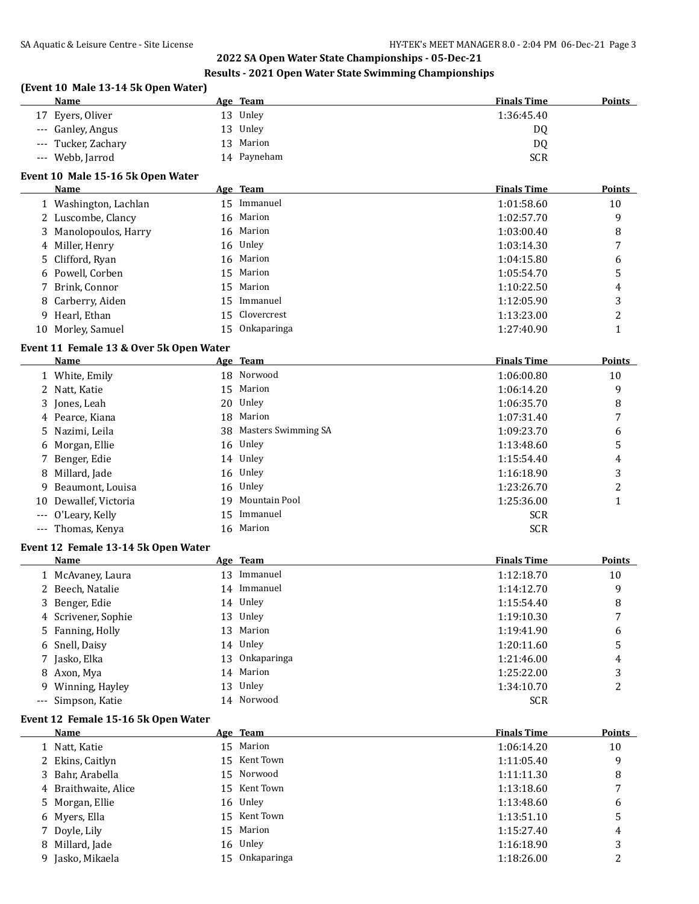## 2022 SA Open Water State Championships - 05-Dec-21

### Results - 2021 Open Water State Swimming Championships

**(Event 10 Male 13-14 5k Open Water)**

| | Name | Age | Team | Finals Time | Points |
|---|---|---|---|---|---|
| 17 | Eyers, Oliver | 13 | Unley | 1:36:45.40 | |
| --- | Ganley, Angus | 13 | Unley | DQ | |
| --- | Tucker, Zachary | 13 | Marion | DQ | |
| --- | Webb, Jarrod | 14 | Payneham | SCR | |

**Event 10 Male 15-16 5k Open Water**

| | Name | Age | Team | Finals Time | Points |
|---|---|---|---|---|---|
| 1 | Washington, Lachlan | 15 | Immanuel | 1:01:58.60 | 10 |
| 2 | Luscombe, Clancy | 16 | Marion | 1:02:57.70 | 9 |
| 3 | Manolopoulos, Harry | 16 | Marion | 1:03:00.40 | 8 |
| 4 | Miller, Henry | 16 | Unley | 1:03:14.30 | 7 |
| 5 | Clifford, Ryan | 16 | Marion | 1:04:15.80 | 6 |
| 6 | Powell, Corben | 15 | Marion | 1:05:54.70 | 5 |
| 7 | Brink, Connor | 15 | Marion | 1:10:22.50 | 4 |
| 8 | Carberry, Aiden | 15 | Immanuel | 1:12:05.90 | 3 |
| 9 | Hearl, Ethan | 15 | Clovercrest | 1:13:23.00 | 2 |
| 10 | Morley, Samuel | 15 | Onkaparinga | 1:27:40.90 | 1 |

**Event 11 Female 13 & Over 5k Open Water**

| | Name | Age | Team | Finals Time | Points |
|---|---|---|---|---|---|
| 1 | White, Emily | 18 | Norwood | 1:06:00.80 | 10 |
| 2 | Natt, Katie | 15 | Marion | 1:06:14.20 | 9 |
| 3 | Jones, Leah | 20 | Unley | 1:06:35.70 | 8 |
| 4 | Pearce, Kiana | 18 | Marion | 1:07:31.40 | 7 |
| 5 | Nazimi, Leila | 38 | Masters Swimming SA | 1:09:23.70 | 6 |
| 6 | Morgan, Ellie | 16 | Unley | 1:13:48.60 | 5 |
| 7 | Benger, Edie | 14 | Unley | 1:15:54.40 | 4 |
| 8 | Millard, Jade | 16 | Unley | 1:16:18.90 | 3 |
| 9 | Beaumont, Louisa | 16 | Unley | 1:23:26.70 | 2 |
| 10 | Dewallef, Victoria | 19 | Mountain Pool | 1:25:36.00 | 1 |
| --- | O'Leary, Kelly | 15 | Immanuel | SCR | |
| --- | Thomas, Kenya | 16 | Marion | SCR | |

**Event 12 Female 13-14 5k Open Water**

| | Name | Age | Team | Finals Time | Points |
|---|---|---|---|---|---|
| 1 | McAvaney, Laura | 13 | Immanuel | 1:12:18.70 | 10 |
| 2 | Beech, Natalie | 14 | Immanuel | 1:14:12.70 | 9 |
| 3 | Benger, Edie | 14 | Unley | 1:15:54.40 | 8 |
| 4 | Scrivener, Sophie | 13 | Unley | 1:19:10.30 | 7 |
| 5 | Fanning, Holly | 13 | Marion | 1:19:41.90 | 6 |
| 6 | Snell, Daisy | 14 | Unley | 1:20:11.60 | 5 |
| 7 | Jasko, Elka | 13 | Onkaparinga | 1:21:46.00 | 4 |
| 8 | Axon, Mya | 14 | Marion | 1:25:22.00 | 3 |
| 9 | Winning, Hayley | 13 | Unley | 1:34:10.70 | 2 |
| --- | Simpson, Katie | 14 | Norwood | SCR | |

**Event 12 Female 15-16 5k Open Water**

| | Name | Age | Team | Finals Time | Points |
|---|---|---|---|---|---|
| 1 | Natt, Katie | 15 | Marion | 1:06:14.20 | 10 |
| 2 | Ekins, Caitlyn | 15 | Kent Town | 1:11:05.40 | 9 |
| 3 | Bahr, Arabella | 15 | Norwood | 1:11:11.30 | 8 |
| 4 | Braithwaite, Alice | 15 | Kent Town | 1:13:18.60 | 7 |
| 5 | Morgan, Ellie | 16 | Unley | 1:13:48.60 | 6 |
| 6 | Myers, Ella | 15 | Kent Town | 1:13:51.10 | 5 |
| 7 | Doyle, Lily | 15 | Marion | 1:15:27.40 | 4 |
| 8 | Millard, Jade | 16 | Unley | 1:16:18.90 | 3 |
| 9 | Jasko, Mikaela | 15 | Onkaparinga | 1:18:26.00 | 2 |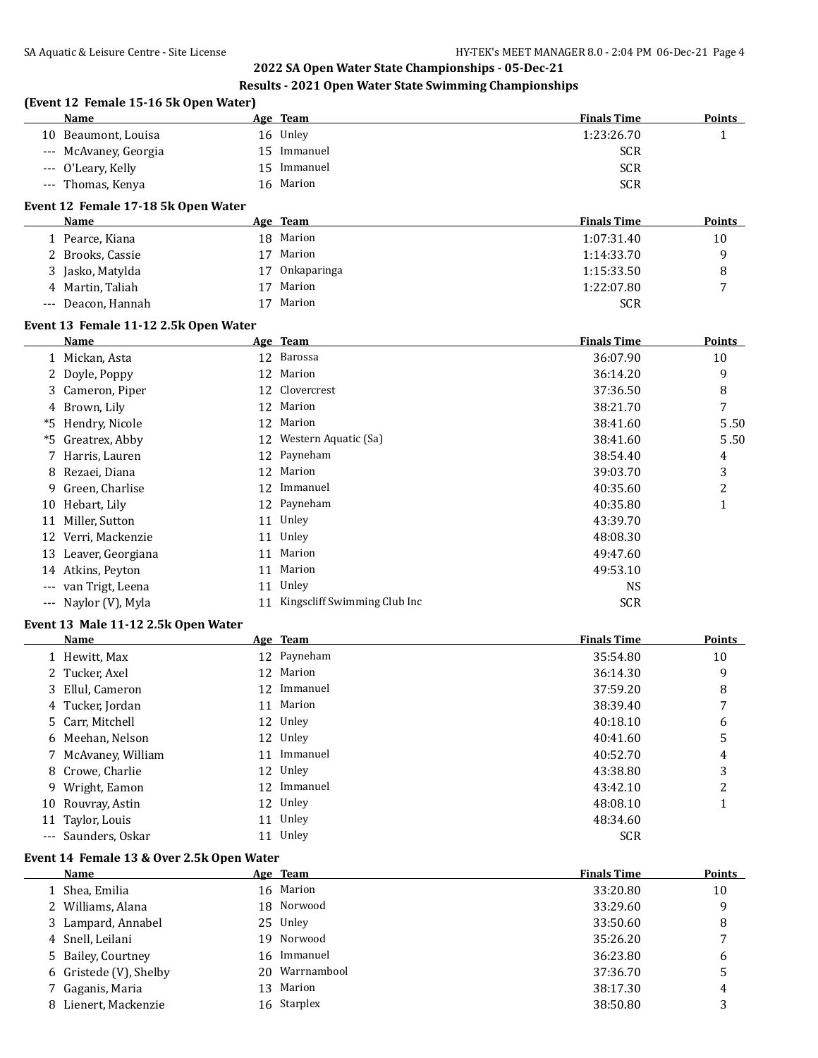## 2022 SA Open Water State Championships - 05-Dec-21

### Results - 2021 Open Water State Swimming Championships

**(Event 12 Female 15-16 5k Open Water)**

| | Name | Age | Team | Finals Time | Points |
|---|---|---|---|---|---|
| 10 | Beaumont, Louisa | 16 | Unley | 1:23:26.70 | 1 |
| --- | McAvaney, Georgia | 15 | Immanuel | SCR | |
| --- | O'Leary, Kelly | 15 | Immanuel | SCR | |
| --- | Thomas, Kenya | 16 | Marion | SCR | |

**Event 12 Female 17-18 5k Open Water**

| | Name | Age | Team | Finals Time | Points |
|---|---|---|---|---|---|
| 1 | Pearce, Kiana | 18 | Marion | 1:07:31.40 | 10 |
| 2 | Brooks, Cassie | 17 | Marion | 1:14:33.70 | 9 |
| 3 | Jasko, Matylda | 17 | Onkaparinga | 1:15:33.50 | 8 |
| 4 | Martin, Taliah | 17 | Marion | 1:22:07.80 | 7 |
| --- | Deacon, Hannah | 17 | Marion | SCR | |

**Event 13 Female 11-12 2.5k Open Water**

| | Name | Age | Team | Finals Time | Points |
|---|---|---|---|---|---|
| 1 | Mickan, Asta | 12 | Barossa | 36:07.90 | 10 |
| 2 | Doyle, Poppy | 12 | Marion | 36:14.20 | 9 |
| 3 | Cameron, Piper | 12 | Clovercrest | 37:36.50 | 8 |
| 4 | Brown, Lily | 12 | Marion | 38:21.70 | 7 |
| *5 | Hendry, Nicole | 12 | Marion | 38:41.60 | 5.50 |
| *5 | Greatrex, Abby | 12 | Western Aquatic (Sa) | 38:41.60 | 5.50 |
| 7 | Harris, Lauren | 12 | Payneham | 38:54.40 | 4 |
| 8 | Rezaei, Diana | 12 | Marion | 39:03.70 | 3 |
| 9 | Green, Charlise | 12 | Immanuel | 40:35.60 | 2 |
| 10 | Hebart, Lily | 12 | Payneham | 40:35.80 | 1 |
| 11 | Miller, Sutton | 11 | Unley | 43:39.70 | |
| 12 | Verri, Mackenzie | 11 | Unley | 48:08.30 | |
| 13 | Leaver, Georgiana | 11 | Marion | 49:47.60 | |
| 14 | Atkins, Peyton | 11 | Marion | 49:53.10 | |
| --- | van Trigt, Leena | 11 | Unley | NS | |
| --- | Naylor (V), Myla | 11 | Kingscliff Swimming Club Inc | SCR | |

**Event 13 Male 11-12 2.5k Open Water**

| | Name | Age | Team | Finals Time | Points |
|---|---|---|---|---|---|
| 1 | Hewitt, Max | 12 | Payneham | 35:54.80 | 10 |
| 2 | Tucker, Axel | 12 | Marion | 36:14.30 | 9 |
| 3 | Ellul, Cameron | 12 | Immanuel | 37:59.20 | 8 |
| 4 | Tucker, Jordan | 11 | Marion | 38:39.40 | 7 |
| 5 | Carr, Mitchell | 12 | Unley | 40:18.10 | 6 |
| 6 | Meehan, Nelson | 12 | Unley | 40:41.60 | 5 |
| 7 | McAvaney, William | 11 | Immanuel | 40:52.70 | 4 |
| 8 | Crowe, Charlie | 12 | Unley | 43:38.80 | 3 |
| 9 | Wright, Eamon | 12 | Immanuel | 43:42.10 | 2 |
| 10 | Rouvray, Astin | 12 | Unley | 48:08.10 | 1 |
| 11 | Taylor, Louis | 11 | Unley | 48:34.60 | |
| --- | Saunders, Oskar | 11 | Unley | SCR | |

**Event 14 Female 13 & Over 2.5k Open Water**

| | Name | Age | Team | Finals Time | Points |
|---|---|---|---|---|---|
| 1 | Shea, Emilia | 16 | Marion | 33:20.80 | 10 |
| 2 | Williams, Alana | 18 | Norwood | 33:29.60 | 9 |
| 3 | Lampard, Annabel | 25 | Unley | 33:50.60 | 8 |
| 4 | Snell, Leilani | 19 | Norwood | 35:26.20 | 7 |
| 5 | Bailey, Courtney | 16 | Immanuel | 36:23.80 | 6 |
| 6 | Gristede (V), Shelby | 20 | Warrnambool | 37:36.70 | 5 |
| 7 | Gaganis, Maria | 13 | Marion | 38:17.30 | 4 |
| 8 | Lienert, Mackenzie | 16 | Starplex | 38:50.80 | 3 |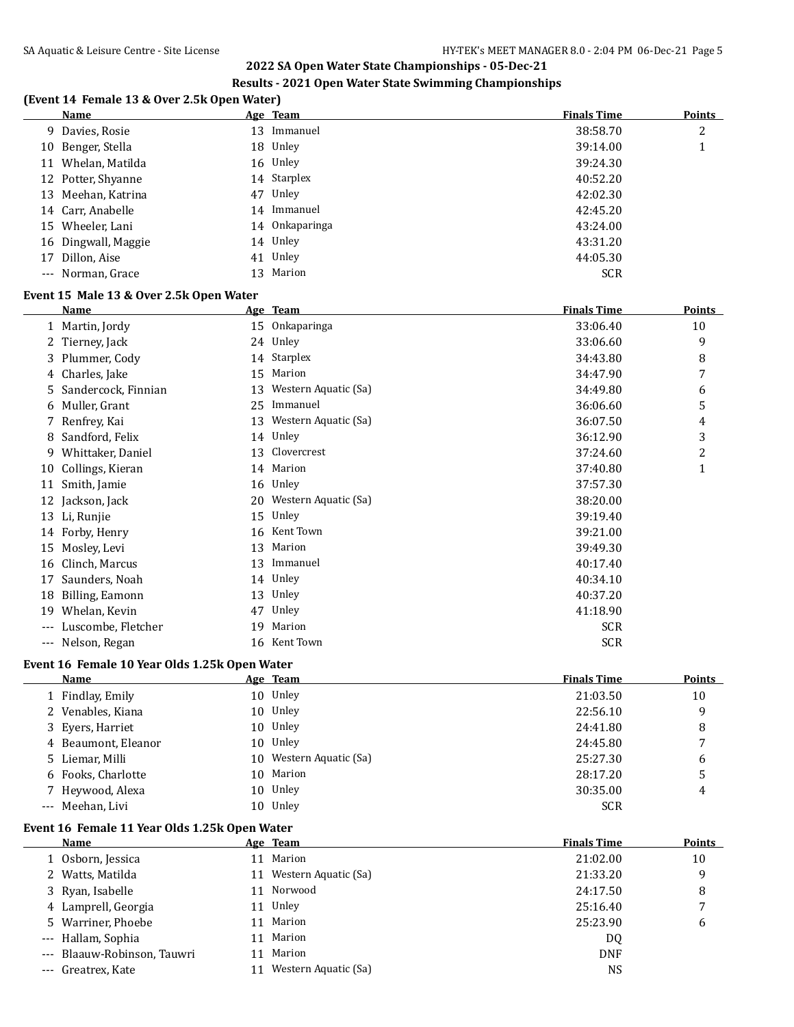## 2022 SA Open Water State Championships - 05-Dec-21

## Results - 2021 Open Water State Swimming Championships

### (Event 14 Female 13 & Over 2.5k Open Water)

| | Name | Age | Team | Finals Time | Points |
|---|---|---|---|---|---|
| 9 | Davies, Rosie | 13 | Immanuel | 38:58.70 | 2 |
| 10 | Benger, Stella | 18 | Unley | 39:14.00 | 1 |
| 11 | Whelan, Matilda | 16 | Unley | 39:24.30 | |
| 12 | Potter, Shyanne | 14 | Starplex | 40:52.20 | |
| 13 | Meehan, Katrina | 47 | Unley | 42:02.30 | |
| 14 | Carr, Anabelle | 14 | Immanuel | 42:45.20 | |
| 15 | Wheeler, Lani | 14 | Onkaparinga | 43:24.00 | |
| 16 | Dingwall, Maggie | 14 | Unley | 43:31.20 | |
| 17 | Dillon, Aise | 41 | Unley | 44:05.30 | |
| --- | Norman, Grace | 13 | Marion | SCR | |

### Event 15 Male 13 & Over 2.5k Open Water

| | Name | Age | Team | Finals Time | Points |
|---|---|---|---|---|---|
| 1 | Martin, Jordy | 15 | Onkaparinga | 33:06.40 | 10 |
| 2 | Tierney, Jack | 24 | Unley | 33:06.60 | 9 |
| 3 | Plummer, Cody | 14 | Starplex | 34:43.80 | 8 |
| 4 | Charles, Jake | 15 | Marion | 34:47.90 | 7 |
| 5 | Sandercock, Finnian | 13 | Western Aquatic (Sa) | 34:49.80 | 6 |
| 6 | Muller, Grant | 25 | Immanuel | 36:06.60 | 5 |
| 7 | Renfrey, Kai | 13 | Western Aquatic (Sa) | 36:07.50 | 4 |
| 8 | Sandford, Felix | 14 | Unley | 36:12.90 | 3 |
| 9 | Whittaker, Daniel | 13 | Clovercrest | 37:24.60 | 2 |
| 10 | Collings, Kieran | 14 | Marion | 37:40.80 | 1 |
| 11 | Smith, Jamie | 16 | Unley | 37:57.30 | |
| 12 | Jackson, Jack | 20 | Western Aquatic (Sa) | 38:20.00 | |
| 13 | Li, Runjie | 15 | Unley | 39:19.40 | |
| 14 | Forby, Henry | 16 | Kent Town | 39:21.00 | |
| 15 | Mosley, Levi | 13 | Marion | 39:49.30 | |
| 16 | Clinch, Marcus | 13 | Immanuel | 40:17.40 | |
| 17 | Saunders, Noah | 14 | Unley | 40:34.10 | |
| 18 | Billing, Eamonn | 13 | Unley | 40:37.20 | |
| 19 | Whelan, Kevin | 47 | Unley | 41:18.90 | |
| --- | Luscombe, Fletcher | 19 | Marion | SCR | |
| --- | Nelson, Regan | 16 | Kent Town | SCR | |

### Event 16 Female 10 Year Olds 1.25k Open Water

| | Name | Age | Team | Finals Time | Points |
|---|---|---|---|---|---|
| 1 | Findlay, Emily | 10 | Unley | 21:03.50 | 10 |
| 2 | Venables, Kiana | 10 | Unley | 22:56.10 | 9 |
| 3 | Eyers, Harriet | 10 | Unley | 24:41.80 | 8 |
| 4 | Beaumont, Eleanor | 10 | Unley | 24:45.80 | 7 |
| 5 | Liemar, Milli | 10 | Western Aquatic (Sa) | 25:27.30 | 6 |
| 6 | Fooks, Charlotte | 10 | Marion | 28:17.20 | 5 |
| 7 | Heywood, Alexa | 10 | Unley | 30:35.00 | 4 |
| --- | Meehan, Livi | 10 | Unley | SCR | |

### Event 16 Female 11 Year Olds 1.25k Open Water

| | Name | Age | Team | Finals Time | Points |
|---|---|---|---|---|---|
| 1 | Osborn, Jessica | 11 | Marion | 21:02.00 | 10 |
| 2 | Watts, Matilda | 11 | Western Aquatic (Sa) | 21:33.20 | 9 |
| 3 | Ryan, Isabelle | 11 | Norwood | 24:17.50 | 8 |
| 4 | Lamprell, Georgia | 11 | Unley | 25:16.40 | 7 |
| 5 | Warriner, Phoebe | 11 | Marion | 25:23.90 | 6 |
| --- | Hallam, Sophia | 11 | Marion | DQ | |
| --- | Blaauw-Robinson, Tauwri | 11 | Marion | DNF | |
| --- | Greatrex, Kate | 11 | Western Aquatic (Sa) | NS | |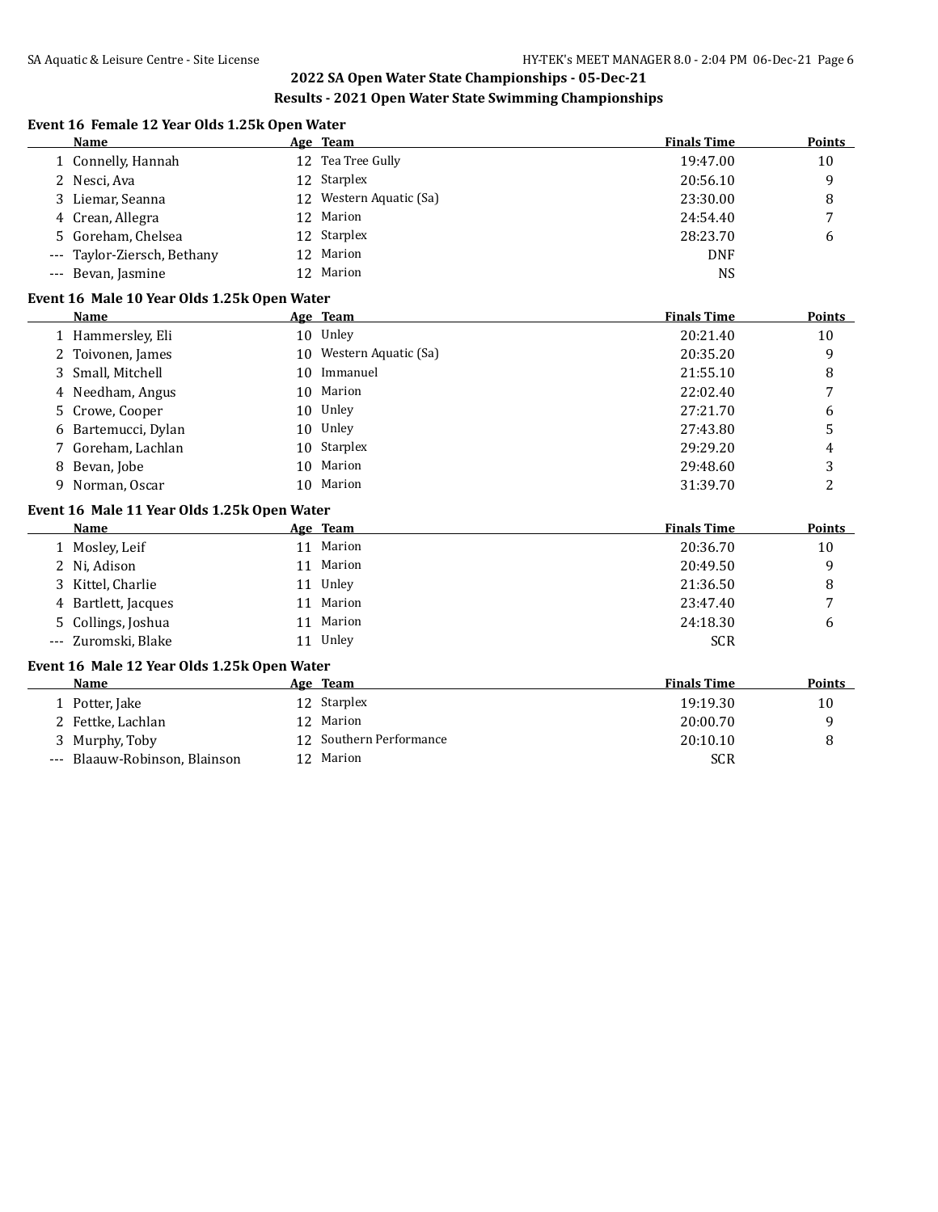## 2022 SA Open Water State Championships - 05-Dec-21

### Results - 2021 Open Water State Swimming Championships

#### Event 16 Female 12 Year Olds 1.25k Open Water

| | Name | Age | Team | Finals Time | Points |
|---|---|---|---|---|---|
| 1 | Connelly, Hannah | 12 | Tea Tree Gully | 19:47.00 | 10 |
| 2 | Nesci, Ava | 12 | Starplex | 20:56.10 | 9 |
| 3 | Liemar, Seanna | 12 | Western Aquatic (Sa) | 23:30.00 | 8 |
| 4 | Crean, Allegra | 12 | Marion | 24:54.40 | 7 |
| 5 | Goreham, Chelsea | 12 | Starplex | 28:23.70 | 6 |
| --- | Taylor-Ziersch, Bethany | 12 | Marion | DNF | |
| --- | Bevan, Jasmine | 12 | Marion | NS | |

#### Event 16 Male 10 Year Olds 1.25k Open Water

| | Name | Age | Team | Finals Time | Points |
|---|---|---|---|---|---|
| 1 | Hammersley, Eli | 10 | Unley | 20:21.40 | 10 |
| 2 | Toivonen, James | 10 | Western Aquatic (Sa) | 20:35.20 | 9 |
| 3 | Small, Mitchell | 10 | Immanuel | 21:55.10 | 8 |
| 4 | Needham, Angus | 10 | Marion | 22:02.40 | 7 |
| 5 | Crowe, Cooper | 10 | Unley | 27:21.70 | 6 |
| 6 | Bartemucci, Dylan | 10 | Unley | 27:43.80 | 5 |
| 7 | Goreham, Lachlan | 10 | Starplex | 29:29.20 | 4 |
| 8 | Bevan, Jobe | 10 | Marion | 29:48.60 | 3 |
| 9 | Norman, Oscar | 10 | Marion | 31:39.70 | 2 |

#### Event 16 Male 11 Year Olds 1.25k Open Water

| | Name | Age | Team | Finals Time | Points |
|---|---|---|---|---|---|
| 1 | Mosley, Leif | 11 | Marion | 20:36.70 | 10 |
| 2 | Ni, Adison | 11 | Marion | 20:49.50 | 9 |
| 3 | Kittel, Charlie | 11 | Unley | 21:36.50 | 8 |
| 4 | Bartlett, Jacques | 11 | Marion | 23:47.40 | 7 |
| 5 | Collings, Joshua | 11 | Marion | 24:18.30 | 6 |
| --- | Zuromski, Blake | 11 | Unley | SCR | |

#### Event 16 Male 12 Year Olds 1.25k Open Water

| | Name | Age | Team | Finals Time | Points |
|---|---|---|---|---|---|
| 1 | Potter, Jake | 12 | Starplex | 19:19.30 | 10 |
| 2 | Fettke, Lachlan | 12 | Marion | 20:00.70 | 9 |
| 3 | Murphy, Toby | 12 | Southern Performance | 20:10.10 | 8 |
| --- | Blaauw-Robinson, Blainson | 12 | Marion | SCR | |